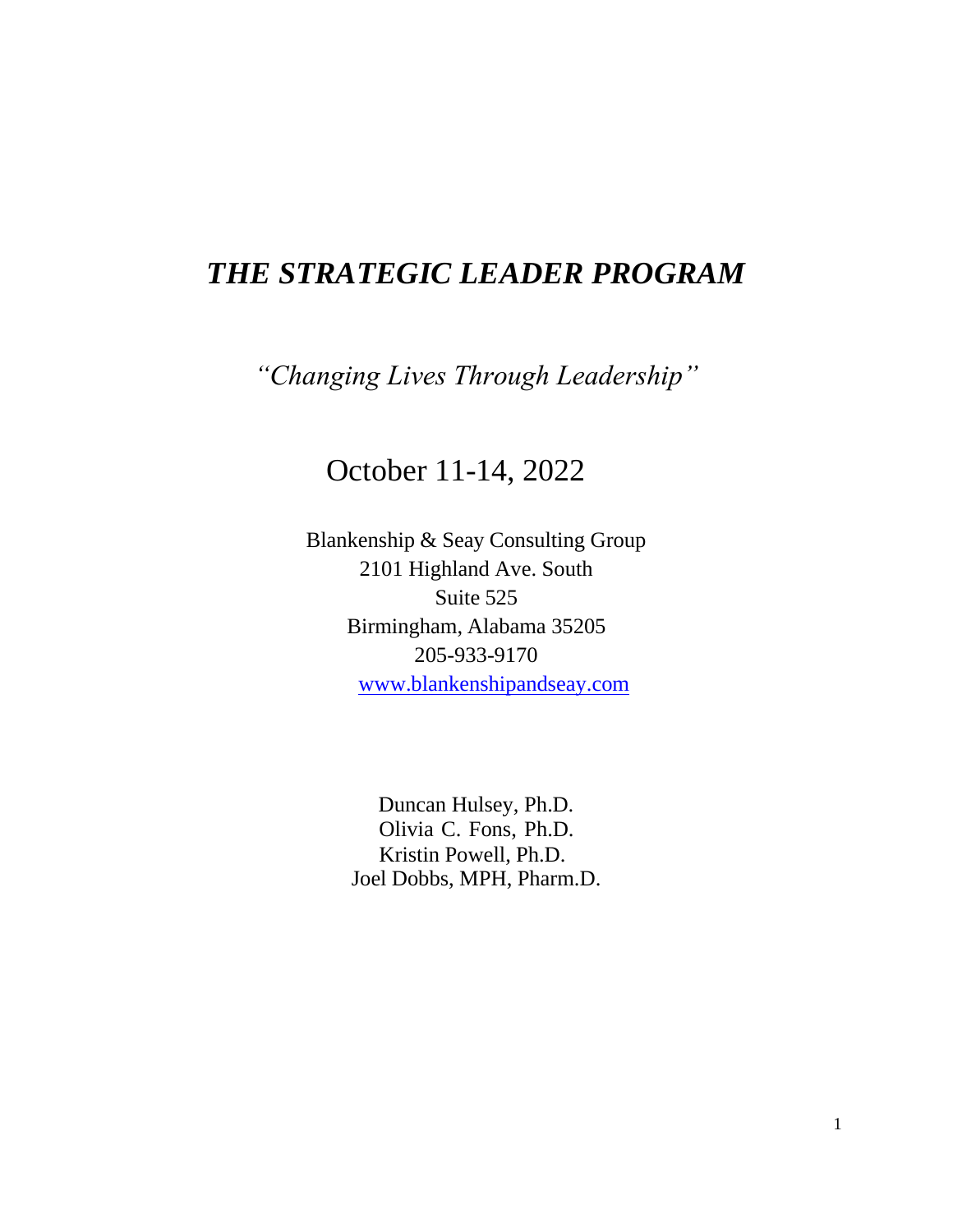# *THE STRATEGIC LEADER PROGRAM*

*"Changing Lives Through Leadership"*

October 11-14, 2022

Blankenship & Seay Consulting Group
2101 Highland Ave. South
Suite 525
Birmingham, Alabama 35205
205-933-9170
www.blankenshipandseay.com

Duncan Hulsey, Ph.D.
Olivia C. Fons, Ph.D.
Kristin Powell, Ph.D.
Joel Dobbs, MPH, Pharm.D.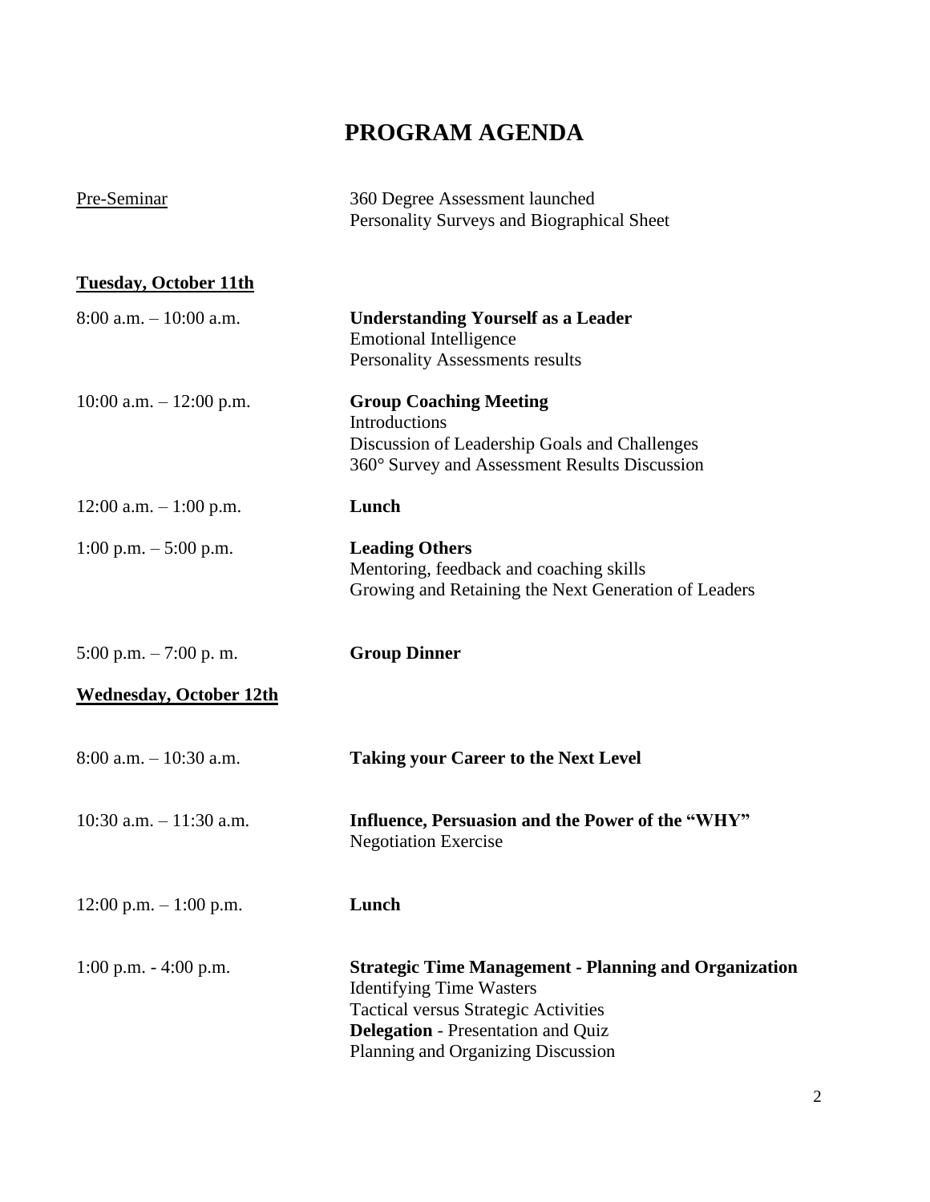# PROGRAM AGENDA

Pre-Seminar

360 Degree Assessment launched
Personality Surveys and Biographical Sheet

**Tuesday, October 11th**

| Time | Session |
|---|---|
| 8:00 a.m. – 10:00 a.m. | **Understanding Yourself as a Leader**<br>Emotional Intelligence<br>Personality Assessments results |
| 10:00 a.m. – 12:00 p.m. | **Group Coaching Meeting**<br>Introductions<br>Discussion of Leadership Goals and Challenges<br>360° Survey and Assessment Results Discussion |
| 12:00 a.m. – 1:00 p.m. | **Lunch** |
| 1:00 p.m. – 5:00 p.m. | **Leading Others**<br>Mentoring, feedback and coaching skills<br>Growing and Retaining the Next Generation of Leaders |
| 5:00 p.m. – 7:00 p. m. | **Group Dinner** |

**Wednesday, October 12th**

| Time | Session |
|---|---|
| 8:00 a.m. – 10:30 a.m. | **Taking your Career to the Next Level** |
| 10:30 a.m. – 11:30 a.m. | **Influence, Persuasion and the Power of the "WHY"**<br>Negotiation Exercise |
| 12:00 p.m. – 1:00 p.m. | **Lunch** |
| 1:00 p.m. - 4:00 p.m. | **Strategic Time Management - Planning and Organization**<br>Identifying Time Wasters<br>Tactical versus Strategic Activities<br>**Delegation** - Presentation and Quiz<br>Planning and Organizing Discussion |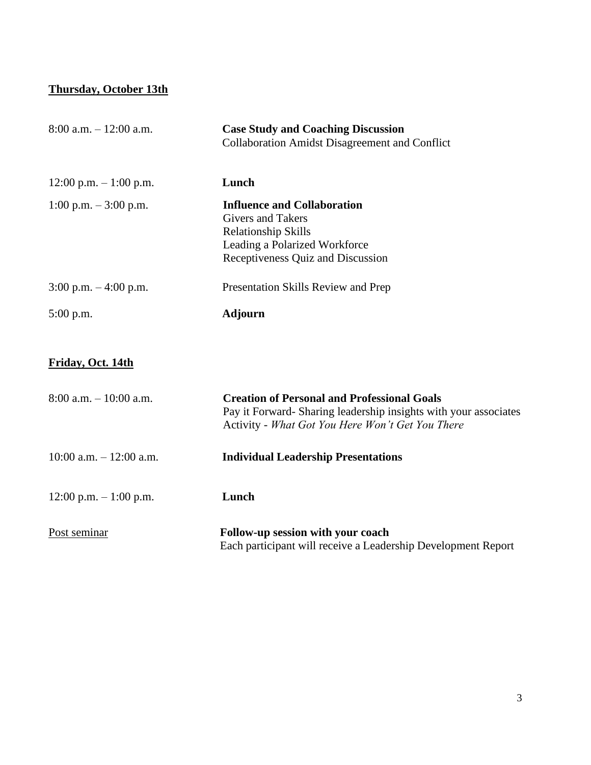**Thursday, October 13th**

| | |
|---|---|
| 8:00 a.m. – 12:00 a.m. | **Case Study and Coaching Discussion**<br>Collaboration Amidst Disagreement and Conflict |
| 12:00 p.m. – 1:00 p.m. | **Lunch** |
| 1:00 p.m. – 3:00 p.m. | **Influence and Collaboration**<br>Givers and Takers<br>Relationship Skills<br>Leading a Polarized Workforce<br>Receptiveness Quiz and Discussion |
| 3:00 p.m. – 4:00 p.m. | Presentation Skills Review and Prep |
| 5:00 p.m. | **Adjourn** |

**Friday, Oct. 14th**

| | |
|---|---|
| 8:00 a.m. – 10:00 a.m. | **Creation of Personal and Professional Goals**<br>Pay it Forward- Sharing leadership insights with your associates<br>Activity - *What Got You Here Won't Get You There* |
| 10:00 a.m. – 12:00 a.m. | **Individual Leadership Presentations** |
| 12:00 p.m. – 1:00 p.m. | **Lunch** |
| Post seminar | **Follow-up session with your coach**<br>Each participant will receive a Leadership Development Report |